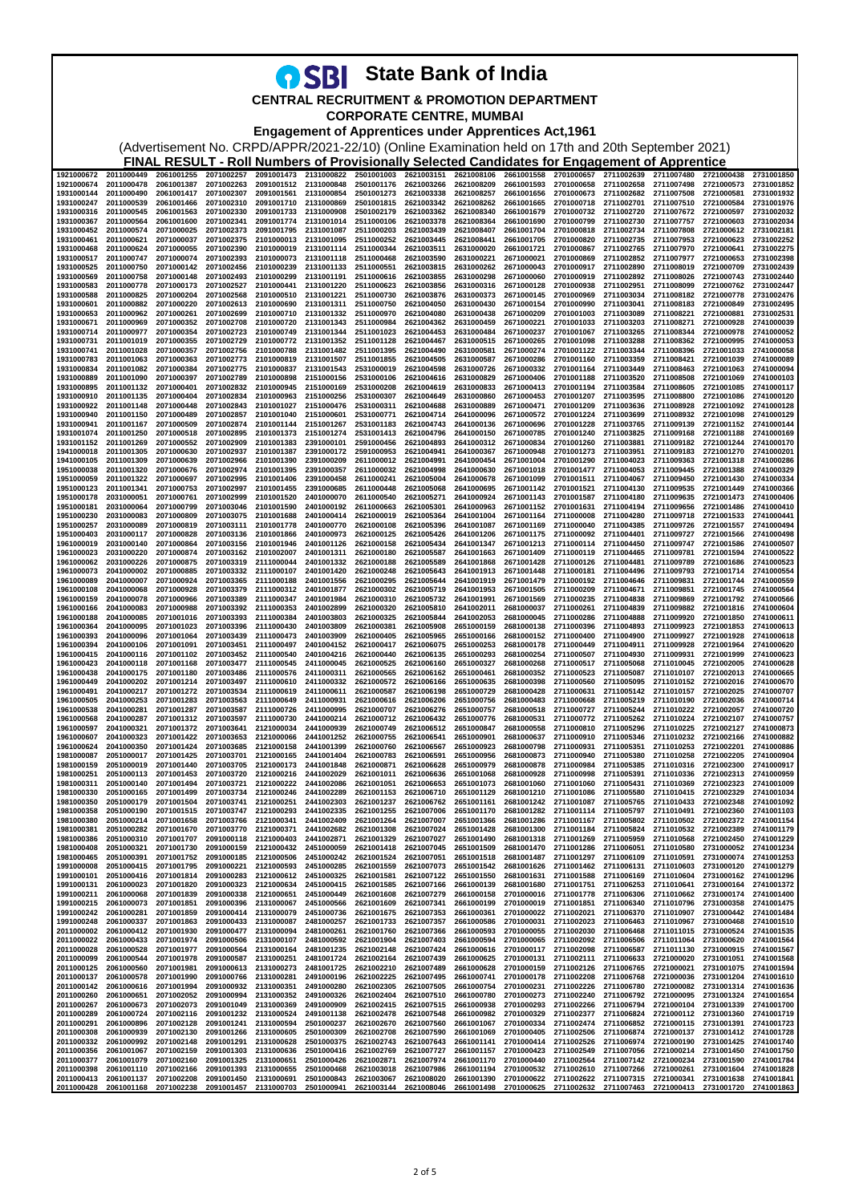# State Bank of India

## CENTRAL RECRUITMENT & PROMOTION DEPARTMENT

## CORPORATE CENTRE, MUMBAI

### Engagement of Apprentices under Apprentices Act,1961

(Advertisement No. CRPD/APPR/2021-22/10) (Online Examination held on 17th and 20th September 2021)

**FINAL RESULT - Roll Numbers of Provisionally Selected Candidates for Engagement of Apprentice**

| | | | | | | | | | | | | | | |
|---|---|---|---|---|---|---|---|---|---|---|---|---|---|---|
| 1921000672 | 2011000449 | 2061001255 | 2071002257 | 2091001473 | 2131000822 | 2501001003 | 2621003151 | 2621008106 | 2661001558 | 2701000657 | 2711002639 | 2711007480 | 2721000438 | 2731001850 |
| 1921000674 | 2011000478 | 2061001387 | 2071002263 | 2091001512 | 2131000848 | 2501001176 | 2621003266 | 2621008209 | 2661001593 | 2701000658 | 2711002658 | 2711007498 | 2721000573 | 2731001852 |
| 1931000144 | 2011000490 | 2061001417 | 2071002307 | 2091001561 | 2131000854 | 2501001273 | 2621003338 | 2621008257 | 2661001656 | 2701000673 | 2711002682 | 2711007508 | 2721000581 | 2731001932 |
| 1931000247 | 2011000539 | 2061001466 | 2071002310 | 2091001710 | 2131000869 | 2501001815 | 2621003342 | 2621008262 | 2661001665 | 2701000718 | 2711002701 | 2711007510 | 2721000584 | 2731001976 |
| 1931000316 | 2011000545 | 2061001563 | 2071002330 | 2091001733 | 2131000908 | 2501002179 | 2621003362 | 2621008340 | 2661001679 | 2701000732 | 2711002720 | 2711007672 | 2721000597 | 2731002032 |
| 1931000367 | 2011000564 | 2061001600 | 2071002341 | 2091001774 | 2131001014 | 2511000106 | 2621003378 | 2621008364 | 2661001690 | 2701000799 | 2711002730 | 2711007757 | 2721000603 | 2731002034 |
| 1931000452 | 2011000574 | 2071000025 | 2071002373 | 2091001795 | 2131001087 | 2511000203 | 2621003439 | 2621008407 | 2661001704 | 2701000818 | 2711002734 | 2711007808 | 2721000612 | 2731002181 |
| 1931000461 | 2011000621 | 2071000037 | 2071002375 | 2101000013 | 2131001095 | 2511000252 | 2621003445 | 2621008441 | 2661001705 | 2701000820 | 2711002735 | 2711007953 | 2721000623 | 2731002252 |
| 1931000468 | 2011000624 | 2071000055 | 2071002390 | 2101000019 | 2131001114 | 2511000344 | 2621003511 | 2631000020 | 2661001721 | 2701000867 | 2711002765 | 2711007970 | 2721000641 | 2731002275 |
| 1931000517 | 2011000747 | 2071000074 | 2071002393 | 2101000073 | 2131001118 | 2511000468 | 2621003590 | 2631000221 | 2671000021 | 2701000869 | 2711002852 | 2711007977 | 2721000653 | 2731002398 |
| 1931000525 | 2011000750 | 2071000142 | 2071002456 | 2101000239 | 2131001133 | 2511000551 | 2621003815 | 2631000262 | 2671000043 | 2701000917 | 2711002890 | 2711008019 | 2721000709 | 2731002439 |
| 1931000569 | 2011000758 | 2071000148 | 2071002493 | 2101000299 | 2131001191 | 2511000616 | 2621003855 | 2631000298 | 2671000060 | 2701000919 | 2711002892 | 2711008026 | 2721000743 | 2731002440 |
| 1931000583 | 2011000778 | 2071000173 | 2071002527 | 2101000441 | 2131001220 | 2511000623 | 2621003856 | 2631000316 | 2671000128 | 2701000938 | 2711002951 | 2711008099 | 2721000762 | 2731002447 |
| 1931000588 | 2011000825 | 2071000204 | 2071002568 | 2101000510 | 2131001221 | 2511000730 | 2621003876 | 2631000373 | 2671000145 | 2701000969 | 2711003034 | 2711008182 | 2721000778 | 2731002476 |
| 1931000601 | 2011000882 | 2071000220 | 2071002613 | 2101000690 | 2131001311 | 2511000750 | 2621004050 | 2631000430 | 2671000154 | 2701000990 | 2711003041 | 2711008183 | 2721000849 | 2731002495 |
| 1931000653 | 2011000962 | 2071000261 | 2071002699 | 2101000710 | 2131001332 | 2511000970 | 2621004080 | 2631000438 | 2671000209 | 2701001003 | 2711003089 | 2711008221 | 2721000881 | 2731002531 |
| 1931000671 | 2011000969 | 2071000352 | 2071002708 | 2101000720 | 2131001343 | 2511000984 | 2621004362 | 2631000459 | 2671000221 | 2701001033 | 2711003203 | 2711008271 | 2721000928 | 2741000039 |
| 1931000714 | 2011000977 | 2071000354 | 2071002723 | 2101000749 | 2131001344 | 2511001023 | 2621004453 | 2631000484 | 2671000237 | 2701001067 | 2711003265 | 2711008344 | 2721000978 | 2741000052 |
| 1931000731 | 2011001019 | 2071000355 | 2071002729 | 2101000772 | 2131001352 | 2511001128 | 2621004467 | 2631000515 | 2671000265 | 2701001098 | 2711003288 | 2711008362 | 2721000995 | 2741000053 |
| 1931000741 | 2011001028 | 2071000357 | 2071002756 | 2101000788 | 2131001482 | 2511001395 | 2621004490 | 2631000581 | 2671000274 | 2701001122 | 2711003344 | 2711008396 | 2721001033 | 2741000058 |
| 1931000783 | 2011001063 | 2071000363 | 2071002773 | 2101000819 | 2131001507 | 2511001855 | 2621004505 | 2631000587 | 2671000286 | 2701001160 | 2711003359 | 2711008421 | 2721001039 | 2741000089 |
| 1931000834 | 2011001082 | 2071000384 | 2071002775 | 2101000837 | 2131001543 | 2531000019 | 2621004598 | 2631000726 | 2671000332 | 2701001164 | 2711003449 | 2711008463 | 2721001063 | 2741000094 |
| 1931000889 | 2011001090 | 2071000397 | 2071002789 | 2101000898 | 2151000156 | 2531000106 | 2621004616 | 2631000829 | 2671000406 | 2701001188 | 2711003520 | 2711008508 | 2721001069 | 2741000103 |
| 1931000895 | 2011001132 | 2071000401 | 2071002832 | 2101000945 | 2151000169 | 2531000208 | 2621004619 | 2631000833 | 2671000413 | 2701001194 | 2711003584 | 2711008605 | 2721001085 | 2741000117 |
| 1931000910 | 2011001135 | 2071000404 | 2071002834 | 2101000963 | 2151000256 | 2531000307 | 2621004649 | 2631000860 | 2671000453 | 2701001207 | 2711003595 | 2711008800 | 2721001086 | 2741000120 |
| 1931000922 | 2011001148 | 2071000448 | 2071002843 | 2101001027 | 2151000476 | 2531000311 | 2621004688 | 2631000889 | 2671000471 | 2701001209 | 2711003636 | 2711008928 | 2721001092 | 2741000128 |
| 1931000940 | 2011001150 | 2071000489 | 2071002857 | 2101001040 | 2151000601 | 2531000771 | 2621004714 | 2641000096 | 2671000572 | 2701001224 | 2711003699 | 2711008932 | 2721001098 | 2741000129 |
| 1931000941 | 2011001167 | 2071000509 | 2071002874 | 2101001144 | 2151001267 | 2531001183 | 2621004743 | 2641000136 | 2671000696 | 2701001228 | 2711003765 | 2711009139 | 2721001152 | 2741000144 |
| 1931001074 | 2011001250 | 2071000518 | 2071002895 | 2101001373 | 2151001274 | 2531001413 | 2621004796 | 2641000150 | 2671000785 | 2701001240 | 2711003825 | 2711009168 | 2721001188 | 2741000169 |
| 1931001152 | 2011001269 | 2071000552 | 2071002909 | 2101001383 | 2391000101 | 2591000456 | 2621004893 | 2641000312 | 2671000834 | 2701001260 | 2711003881 | 2711009182 | 2721001244 | 2741000170 |
| 1941000018 | 2011001305 | 2071000630 | 2071002937 | 2101001387 | 2391000172 | 2591000953 | 2621004941 | 2641000367 | 2671000948 | 2701001273 | 2711003951 | 2711009183 | 2721001270 | 2741000201 |
| 1941000105 | 2011001309 | 2071000639 | 2071002966 | 2101001390 | 2391000209 | 2611000012 | 2621004991 | 2641000454 | 2671001004 | 2701001290 | 2711004023 | 2711009363 | 2721001318 | 2741000286 |
| 1951000038 | 2011001320 | 2071000676 | 2071002974 | 2101001395 | 2391000357 | 2611000032 | 2621004998 | 2641000630 | 2671001018 | 2701001477 | 2711004053 | 2711009445 | 2721001388 | 2741000329 |
| 1951000059 | 2011001322 | 2071000697 | 2071002995 | 2101001406 | 2391000458 | 2611000241 | 2621005004 | 2641000678 | 2671001099 | 2701001511 | 2711004067 | 2711009450 | 2721001430 | 2741000334 |
| 1951000123 | 2011001341 | 2071000753 | 2071002997 | 2101001455 | 2391000685 | 2611000448 | 2621005068 | 2641000695 | 2671001142 | 2701001521 | 2711004130 | 2711009535 | 2721001449 | 2741000366 |
| 1951000178 | 2031000051 | 2071000761 | 2071002999 | 2101001520 | 2401000070 | 2611000540 | 2621005271 | 2641000924 | 2671001143 | 2701001587 | 2711004180 | 2711009635 | 2721001473 | 2741000406 |
| 1951000181 | 2031000064 | 2071000799 | 2071003046 | 2101001590 | 2401000192 | 2611000663 | 2621005301 | 2641000963 | 2671001152 | 2701001631 | 2711004194 | 2711009656 | 2721001486 | 2741000410 |
| 1951000230 | 2031000083 | 2071000809 | 2071003075 | 2101001688 | 2401000414 | 2611000979 | 2621005364 | 2641001004 | 2671001164 | 2711000008 | 2711004280 | 2711009718 | 2721001533 | 2741000441 |
| 1951000257 | 2031000089 | 2071000819 | 2071003111 | 2101001778 | 2401000770 | 2621000108 | 2621005396 | 2641001087 | 2671001169 | 2711000040 | 2711004385 | 2711009726 | 2721001557 | 2741000494 |
| 1951000403 | 2031000117 | 2071000828 | 2071003136 | 2101001866 | 2401000973 | 2621000125 | 2621005426 | 2641001206 | 2671001175 | 2711000092 | 2711004401 | 2711009727 | 2721001566 | 2741000498 |
| 1961000019 | 2031000140 | 2071000864 | 2071003156 | 2101001946 | 2401001126 | 2621000158 | 2621005434 | 2641001347 | 2671001213 | 2711000114 | 2711004450 | 2711009747 | 2721001586 | 2741000507 |
| 1961000023 | 2031000220 | 2071000874 | 2071003162 | 2101002007 | 2401001311 | 2621000180 | 2621005587 | 2641001663 | 2671001409 | 2711000119 | 2711004465 | 2711009781 | 2721001594 | 2741000522 |
| 1961000062 | 2031000226 | 2071000875 | 2071003319 | 2111000044 | 2401001332 | 2621000188 | 2621005589 | 2641001868 | 2671001428 | 2711000126 | 2711004481 | 2711009789 | 2721001686 | 2741000523 |
| 1961000073 | 2041000002 | 2071000880 | 2071003332 | 2111000107 | 2401001420 | 2621000248 | 2621005643 | 2641001913 | 2671001448 | 2711000181 | 2711004496 | 2711009793 | 2721001714 | 2741000554 |
| 1961000089 | 2041000007 | 2071000924 | 2071003365 | 2111000188 | 2401001556 | 2621000295 | 2621005644 | 2641001919 | 2671001479 | 2711000192 | 2711004646 | 2711009831 | 2721001744 | 2741000559 |
| 1961000108 | 2041000068 | 2071000928 | 2071003379 | 2111000312 | 2401001877 | 2621000302 | 2621005719 | 2641001953 | 2671001505 | 2711000209 | 2711004671 | 2711009851 | 2721001745 | 2741000564 |
| 1961000159 | 2041000078 | 2071000966 | 2071003389 | 2111000347 | 2401001984 | 2621000310 | 2621005732 | 2641001991 | 2671001569 | 2711000235 | 2711004838 | 2711009869 | 2721001792 | 2741000566 |
| 1961000166 | 2041000083 | 2071000988 | 2071003392 | 2111000353 | 2401002899 | 2621000320 | 2621005810 | 2641002011 | 2681000037 | 2711000261 | 2711004839 | 2711009882 | 2721001816 | 2741000604 |
| 1961000188 | 2041000085 | 2071001016 | 2071003393 | 2111000384 | 2401003803 | 2621000325 | 2621005844 | 2641002053 | 2681000045 | 2711000286 | 2711004888 | 2711009920 | 2721001850 | 2741000611 |
| 1961000364 | 2041000095 | 2071001043 | 2071003396 | 2111000430 | 2401003809 | 2621000381 | 2621005908 | 2651000159 | 2681000138 | 2711000396 | 2711004893 | 2711009923 | 2721001853 | 2741000613 |
| 1961000393 | 2041000096 | 2071001064 | 2071003439 | 2111000473 | 2401003909 | 2621000405 | 2621005965 | 2651000166 | 2681000152 | 2711000400 | 2711004900 | 2711009927 | 2721001928 | 2741000618 |
| 1961000394 | 2041000106 | 2071001091 | 2071003451 | 2111000497 | 2401004152 | 2621000417 | 2621006075 | 2651000253 | 2681000178 | 2711000449 | 2711004911 | 2711009928 | 2721001964 | 2741000620 |
| 1961000415 | 2041000116 | 2071001102 | 2071003452 | 2111000540 | 2401004216 | 2621000440 | 2621006135 | 2651000293 | 2681000254 | 2711000507 | 2711004930 | 2711009931 | 2721001999 | 2741000623 |
| 1961000423 | 2041000118 | 2071001168 | 2071003477 | 2111000545 | 2411000045 | 2621000525 | 2621006160 | 2651000327 | 2681000268 | 2711000517 | 2711005068 | 2711010045 | 2721002005 | 2741000628 |
| 1961000438 | 2041000175 | 2071001180 | 2071003486 | 2111000576 | 2411000311 | 2621000560 | 2621006162 | 2651000461 | 2681000352 | 2711000523 | 2711005087 | 2711010107 | 2721002013 | 2741000665 |
| 1961000449 | 2041000202 | 2071001214 | 2071003497 | 2111000610 | 2411000332 | 2621000572 | 2621006166 | 2651000635 | 2681000398 | 2711000560 | 2711005095 | 2711010152 | 2721002016 | 2741000670 |
| 1961000491 | 2041000217 | 2071001272 | 2071003534 | 2111000619 | 2441000611 | 2621000587 | 2621006198 | 2651000729 | 2681000428 | 2711000631 | 2711005142 | 2711010157 | 2721002025 | 2741000707 |
| 1961000505 | 2041000253 | 2071001283 | 2071003563 | 2111000649 | 2441000931 | 2621000616 | 2621006206 | 2651000756 | 2681000483 | 2711000668 | 2711005219 | 2711010190 | 2721002036 | 2741000714 |
| 1961000538 | 2041000281 | 2071001287 | 2071003587 | 2111000726 | 2441000995 | 2621000707 | 2621006276 | 2651000757 | 2681000518 | 2711000727 | 2711005244 | 2711010222 | 2721002057 | 2741000720 |
| 1961000568 | 2041000287 | 2071001312 | 2071003597 | 2111000730 | 2441002014 | 2621000712 | 2621006432 | 2651000776 | 2681000531 | 2711000772 | 2711005262 | 2711010224 | 2721002107 | 2741000757 |
| 1961000597 | 2041000321 | 2071001372 | 2071003641 | 2121000034 | 2441000939 | 2621000749 | 2621006512 | 2651000847 | 2681000558 | 2711000810 | 2711005296 | 2711010225 | 2721002127 | 2741000873 |
| 1961000607 | 2041000323 | 2071001422 | 2071003653 | 2121000066 | 2441001252 | 2621000755 | 2621006541 | 2651000901 | 2681000637 | 2711000910 | 2711005346 | 2711010232 | 2721002166 | 2741000882 |
| 1961000624 | 2041000350 | 2071001424 | 2071003685 | 2121000158 | 2441001399 | 2621000760 | 2621006567 | 2651000923 | 2681000798 | 2711000931 | 2711005351 | 2711010253 | 2721002201 | 2741000886 |
| 1981000087 | 2051000017 | 2071001425 | 2071003701 | 2121000165 | 2441001404 | 2621000783 | 2621006591 | 2651000956 | 2681000873 | 2711000940 | 2711005380 | 2711010258 | 2721002205 | 2741000904 |
| 1981000159 | 2051000019 | 2071001440 | 2071003705 | 2121000173 | 2441001848 | 2621000871 | 2621006628 | 2651000979 | 2681000878 | 2711000984 | 2711005385 | 2711010316 | 2721002300 | 2741000917 |
| 1981000251 | 2051000113 | 2071001453 | 2071003720 | 2121000216 | 2441002029 | 2621001011 | 2621006636 | 2651001068 | 2681000928 | 2711000998 | 2711005391 | 2711010336 | 2721002313 | 2741000959 |
| 1981000311 | 2051000140 | 2071001494 | 2071003721 | 2121000222 | 2441002086 | 2621001051 | 2621006653 | 2651001073 | 2681001060 | 2711001060 | 2711005431 | 2711010369 | 2721002323 | 2741001009 |
| 1981000330 | 2051000165 | 2071001499 | 2071003734 | 2121000246 | 2441002289 | 2621001153 | 2621006710 | 2651001129 | 2681001210 | 2711001086 | 2711005580 | 2711010415 | 2721002329 | 2741001034 |
| 1981000350 | 2051000179 | 2071001504 | 2071003741 | 2121000251 | 2441002303 | 2621001237 | 2621006762 | 2651001161 | 2681001242 | 2711001087 | 2711005765 | 2711010433 | 2721002348 | 2741001092 |
| 1981000358 | 2051000190 | 2071001515 | 2071003747 | 2121000293 | 2441002335 | 2621001255 | 2621007006 | 2651001170 | 2681001282 | 2711001114 | 2711005797 | 2711010491 | 2721002360 | 2741001103 |
| 1981000380 | 2051000214 | 2071001658 | 2071003766 | 2121000341 | 2441002409 | 2621001264 | 2621007007 | 2651001366 | 2681001286 | 2711001167 | 2711005802 | 2711010502 | 2721002372 | 2741001154 |
| 1981000381 | 2051000282 | 2071001700 | 2071003770 | 2121000371 | 2441002682 | 2621001308 | 2621007017 | 2651001428 | 2681001300 | 2711001184 | 2711005824 | 2711010532 | 2721002389 | 2741001179 |
| 1981000386 | 2051000310 | 2071001707 | 2091000118 | 2121000403 | 2441002871 | 2621001329 | 2621007027 | 2651001490 | 2681001318 | 2711001269 | 2711005959 | 2711010568 | 2721002450 | 2741001229 |
| 1981000408 | 2051000321 | 2071001730 | 2091000159 | 2121000432 | 2451000059 | 2621001418 | 2621007045 | 2651001509 | 2681001470 | 2711001286 | 2711006051 | 2711010580 | 2731000052 | 2741001234 |
| 1981000465 | 2051000391 | 2071001752 | 2091000185 | 2121000506 | 2451000242 | 2621001524 | 2621007051 | 2651001518 | 2681001487 | 2711001297 | 2711006109 | 2711010591 | 2731000074 | 2741001253 |
| 1991000008 | 2051000415 | 2071001795 | 2091000221 | 2121000593 | 2451000285 | 2621001559 | 2621007073 | 2651001542 | 2681001626 | 2711001462 | 2711006131 | 2711010603 | 2731000120 | 2741001279 |
| 1991000101 | 2051000416 | 2071001814 | 2091000283 | 2121000632 | 2451000325 | 2621001581 | 2621007122 | 2651001550 | 2681001631 | 2711001588 | 2711006169 | 2711010604 | 2731000162 | 2741001310 |
| 1991000131 | 2061000023 | 2071001820 | 2091000323 | 2121000634 | 2451000415 | 2621001585 | 2621007166 | 2661000139 | 2681001680 | 2711001751 | 2711006253 | 2711010641 | 2731000164 | 2741001372 |
| 1991000211 | 2061000068 | 2071001839 | 2091000338 | 2121000651 | 2451000449 | 2621001608 | 2621007279 | 2661000158 | 2701000016 | 2711001778 | 2711006306 | 2711010662 | 2731000174 | 2741001400 |
| 1991000215 | 2061000073 | 2071001851 | 2091000396 | 2121000667 | 2451000566 | 2621001609 | 2621007341 | 2661000199 | 2701000019 | 2711001851 | 2711006340 | 2711010796 | 2731000358 | 2741001475 |
| 1991000242 | 2061000281 | 2071001859 | 2091000414 | 2131000079 | 2451000736 | 2621001675 | 2621007353 | 2661000361 | 2701000022 | 2711002021 | 2711006370 | 2711010907 | 2731000442 | 2741001484 |
| 1991000248 | 2061000337 | 2071001863 | 2091000433 | 2131000087 | 2481000257 | 2621001733 | 2621007357 | 2661000586 | 2701000031 | 2711002023 | 2711006463 | 2711010967 | 2731000468 | 2741001510 |
| 2001000022 | 2061000412 | 2071001930 | 2091000477 | 2131000092 | 2481000261 | 2621001749 | 2621007450 | 2661000593 | 2701000055 | 2711002030 | 2711006468 | 2711011015 | 2731000524 | 2741001535 |
| 2011000022 | 2061000433 | 2071001974 | 2091000506 | 2131000107 | 2481000592 | 2621001904 | 2621007403 | 2661000594 | 2701000065 | 2711002092 | 2711006506 | 2711011064 | 2731000620 | 2741001564 |
| 2011000028 | 2061000528 | 2071001977 | 2091000564 | 2131000164 | 2481001235 | 2621002148 | 2621007424 | 2661000616 | 2701000117 | 2711002098 | 2711006587 | 2711011130 | 2731000915 | 2741001567 |
| 2011000099 | 2061000544 | 2071001978 | 2091000587 | 2131000251 | 2481001724 | 2621002164 | 2621007439 | 2661000625 | 2701000131 | 2711002111 | 2711006633 | 2721000020 | 2731001051 | 2741001568 |
| 2011000125 | 2061000560 | 2071001981 | 2091000613 | 2131000273 | 2481001725 | 2621002210 | 2621007489 | 2661000628 | 2701000159 | 2711002126 | 2711006765 | 2721000021 | 2731001075 | 2741001594 |
| 2011000137 | 2061000578 | 2071001990 | 2091000766 | 2131000281 | 2491000196 | 2621002225 | 2621007495 | 2661000741 | 2701000178 | 2711002208 | 2711006768 | 2721000036 | 2731001204 | 2741001610 |
| 2011000142 | 2061000616 | 2071001994 | 2091000932 | 2131000351 | 2491000280 | 2621002305 | 2621007505 | 2661000754 | 2701000231 | 2711002226 | 2711006780 | 2721000082 | 2731001314 | 2741001636 |
| 2011000260 | 2061000651 | 2071002052 | 2091000994 | 2131000352 | 2491000326 | 2621002404 | 2621007510 | 2661000780 | 2701000273 | 2711002240 | 2711006792 | 2721000095 | 2731001324 | 2741001654 |
| 2011000267 | 2061000673 | 2071002073 | 2091001049 | 2131000369 | 2491000909 | 2621002415 | 2621007515 | 2661000938 | 2701000293 | 2711002266 | 2711006794 | 2721000104 | 2731001339 | 2741001700 |
| 2011000289 | 2061000724 | 2071002116 | 2091001232 | 2131000524 | 2491001138 | 2621002478 | 2621007548 | 2661000982 | 2701000329 | 2711002377 | 2711006824 | 2721000112 | 2731001360 | 2741001719 |
| 2011000291 | 2061000896 | 2071002128 | 2091001241 | 2131000594 | 2501000237 | 2621002670 | 2621007560 | 2661001067 | 2701000334 | 2711002474 | 2711006852 | 2721000115 | 2731001391 | 2741001723 |
| 2011000308 | 2061000939 | 2071002130 | 2091001266 | 2131000605 | 2501000309 | 2621002708 | 2621007580 | 2661001069 | 2701000405 | 2711002506 | 2711006874 | 2721000137 | 2731001412 | 2741001728 |
| 2011000332 | 2061000992 | 2071002148 | 2091001291 | 2131000628 | 2501000375 | 2621002743 | 2621007643 | 2661001141 | 2701000414 | 2711002526 | 2711006974 | 2721000190 | 2731001425 | 2741001740 |
| 2011000356 | 2061001067 | 2071002159 | 2091001303 | 2131000636 | 2501000416 | 2621002769 | 2621007727 | 2661001157 | 2701000423 | 2711002549 | 2711007056 | 2721000214 | 2731001450 | 2741001750 |
| 2011000377 | 2061001079 | 2071002160 | 2091001325 | 2131000651 | 2501000426 | 2621002871 | 2621007974 | 2661001170 | 2701000440 | 2711002564 | 2711007142 | 2721000234 | 2731001590 | 2741001784 |
| 2011000398 | 2061001110 | 2071002166 | 2091001393 | 2131000655 | 2501000468 | 2621003018 | 2621007986 | 2661001194 | 2701000532 | 2711002610 | 2711007266 | 2721000261 | 2731001604 | 2741001828 |
| 2011000413 | 2061001137 | 2071002208 | 2091001450 | 2131000691 | 2501000843 | 2621003067 | 2621008020 | 2661001390 | 2701000622 | 2711002622 | 2711007315 | 2721000341 | 2731001638 | 2741001841 |
| 2011000428 | 2061001168 | 2071002238 | 2091001457 | 2131000703 | 2501000941 | 2621003144 | 2621008046 | 2661001498 | 2701000625 | 2711002632 | 2711007463 | 2721000413 | 2731001720 | 2741001863 |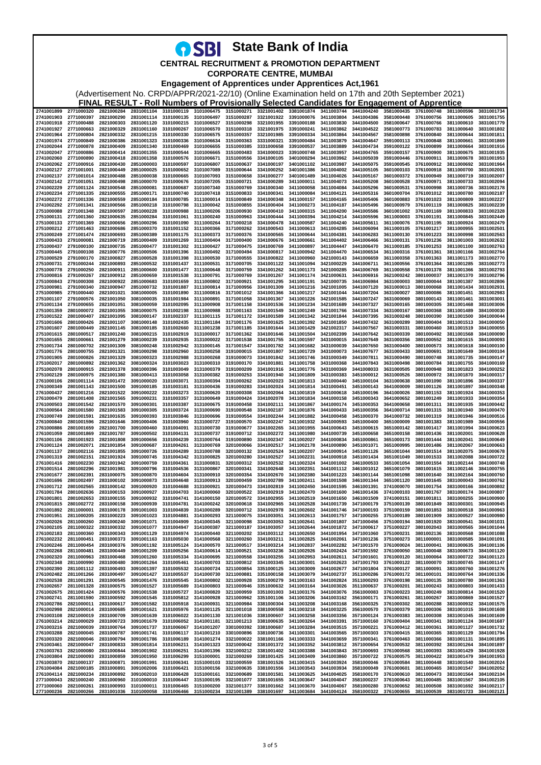# State Bank of India

## CENTRAL RECRUITMENT & PROMOTION DEPARTMENT

## CORPORATE CENTRE, MUMBAI

### Engagement of Apprentices under Apprentices Act,1961

(Advertisement No. CRPD/APPR/2021-22/10) (Online Examination held on 17th and 20th September 2021)

**FINAL RESULT - Roll Numbers of Provisionally Selected Candidates for Engagement of Apprentice**

| | | | | | | | | | | | | | | |
|---|---|---|---|---|---|---|---|---|---|---|---|---|---|---|
| 2741001899 | 2771000320 | 2821000284 | 2831001104 | 3101000119 | 3101006475 | 3151000271 | 3321001402 | 3381001874 | 3411003744 | 3441004240 | 3581000435 | 3761000748 | 3811000596 | 3831001734 |
| 2741001903 | 2771000397 | 2821000290 | 2831001114 | 3101000135 | 3101006497 | 3151000287 | 3321001922 | 3391000076 | 3411003804 | 3441004386 | 3581000448 | 3761000766 | 3811000605 | 3831001755 |
| 2741001918 | 2771000488 | 2821000303 | 2831001120 | 3101000215 | 3101006527 | 3151000298 | 3321001955 | 3391000188 | 3411003830 | 3441004500 | 3581000647 | 3761000766 | 3811000610 | 3831001779 |
| 2741001927 | 2771000663 | 2821000329 | 2831001160 | 3101000267 | 3101006570 | 3151000318 | 3321001975 | 3391000241 | 3411003862 | 3441004522 | 3581000773 | 3761000783 | 3811000640 | 3831001802 |
| 2741001964 | 2771000804 | 2821000332 | 2831001215 | 3101000330 | 3101006575 | 3151000357 | 3321001985 | 3391000334 | 3411003864 | 3441004567 | 3581000898 | 3761000840 | 3811000644 | 3831001811 |
| 2741001974 | 2771000849 | 2821000386 | 2831001323 | 3101000336 | 3101006634 | 3151000363 | 3331000321 | 3391000484 | 3411003879 | 3441004647 | 3591000113 | 3761000848 | 3811000661 | 3831001869 |
| 2741002044 | 2771000878 | 2821000409 | 2831001340 | 3101000469 | 3101006655 | 3151000385 | 3331000658 | 3391000537 | 3411003889 | 3441004734 | 3591000122 | 3761000899 | 3811000664 | 3831001916 |
| 2741002047 | 2771000886 | 2821000414 | 2831001355 | 3101000544 | 3101006665 | 3151000483 | 3341000023 | 3391000748 | 3411003957 | 3441004765 | 3591000157 | 3761000900 | 3811000675 | 3831001935 |
| 2741002060 | 2771000890 | 2821000418 | 2831001358 | 3101000576 | 3101006671 | 3151000556 | 3341000105 | 3401000294 | 3411003962 | 3441005039 | 3591000446 | 3761000911 | 3811000678 | 3831001953 |
| 2741002062 | 2771000916 | 2821000430 | 2851000003 | 3101000597 | 3101006807 | 3151000637 | 3341000197 | 3401001102 | 3411003987 | 3441005075 | 3591000545 | 3761000912 | 3811000692 | 3831001964 |
| 2741002127 | 2771001001 | 2821000449 | 2851000025 | 3101000652 | 3101007089 | 3151000644 | 3341000252 | 3401001386 | 3411004002 | 3441005105 | 3601000103 | 3761000918 | 3811000700 | 3831002001 |
| 2741002137 | 2771001014 | 2821000488 | 2851000038 | 3101000665 | 3101007093 | 3151000658 | 3341000277 | 3401001489 | 3411004026 | 3441005167 | 3601000372 | 3761000949 | 3811000719 | 3831002007 |
| 2741002142 | 2771001051 | 2821000498 | 2851000070 | 3101000676 | 3101007205 | 3151000721 | 3341000289 | 3411000011 | 3411004073 | 3441005208 | 3601000528 | 3761000971 | 3811000733 | 3831002094 |
| 2741002229 | 2771001124 | 2821000548 | 2851000081 | 3101000687 | 3101007340 | 3151000769 | 3341000340 | 3411000058 | 3411004084 | 3441005296 | 3601000531 | 3761000998 | 3811000736 | 3831002178 |
| 2741002234 | 2771001335 | 2821000555 | 2851000171 | 3101000740 | 3101007418 | 3151000833 | 3341000341 | 3411000084 | 3411004121 | 3441005316 | 3601000704 | 3761001012 | 3811000780 | 3831002187 |
| 2741002272 | 2771001336 | 2821000559 | 2851000184 | 3101000785 | 3111000014 | 3151000849 | 3341000348 | 3411000157 | 3411004165 | 3441005406 | 3601000883 | 3761001023 | 3811000809 | 3831002227 |
| 2741002292 | 2771001341 | 2821000566 | 2851000218 | 3101000798 | 3111000042 | 3151000855 | 3341000404 | 3411000273 | 3411004187 | 3441005496 | 3601000979 | 3761001119 | 3811000825 | 3831002239 |
| 2751000088 | 2771001348 | 2821000597 | 2851000228 | 3101000988 | 3111000206 | 3151000930 | 3341000410 | 3411000315 | 3411004200 | 3441005586 | 3601001002 | 3761001169 | 3811000833 | 3831002328 |
| 2751000131 | 2771001360 | 2821000635 | 2851000284 | 3101001061 | 3111000240 | 3151000963 | 3341000444 | 3411000394 | 3411004214 | 3441005596 | 3611000003 | 3761001191 | 3811000845 | 3831002449 |
| 2751000133 | 2771001369 | 2821000656 | 2851000296 | 3101001090 | 3111000264 | 3171000218 | 3341000478 | 3411000587 | 3411004240 | 3441005611 | 3611000076 | 3761001195 | 3811000924 | 3831002479 |
| 2751000212 | 2771001463 | 2821000686 | 2851000370 | 3101001152 | 3111000366 | 3171000262 | 3341000543 | 3411000613 | 3411004285 | 3441006094 | 3611000105 | 3761001217 | 3811000955 | 3831002501 |
| 2751000249 | 2771001474 | 2821000693 | 2851000389 | 3101001175 | 3111000373 | 3171000376 | 3341000565 | 3411000644 | 3411004381 | 3441006283 | 3611000130 | 3761001223 | 3811000998 | 3831002563 |
| 2751000433 | 2791000081 | 2821000719 | 2851000409 | 3101001269 | 3111000404 | 3171000400 | 3341000676 | 3411000661 | 3411004402 | 3441006466 | 3611000131 | 3761001236 | 3811001003 | 3831002632 |
| 2751000437 | 2791000100 | 2821000735 | 2851000477 | 3101001302 | 3111000427 | 3171000475 | 3341000717 | 3411000897 | 3411004447 | 3441006470 | 3611000185 | 3761001253 | 3811001100 | 3831002763 |
| 2751000445 | 2791000108 | 2821000776 | 2851000506 | 3101001396 | 3111000492 | 3171000494 | 3341000817 | 3411000942 | 3411004470 | 3441006534 | 3611000316 | 3761001361 | 3811001166 | 3831002764 |
| 2751000529 | 2791000170 | 2821000827 | 2851000528 | 3101001398 | 3111000530 | 3171000555 | 3341000822 | 3411000960 | 3421000113 | 3441006659 | 3611000358 | 3761001363 | 3811001173 | 3831002770 |
| 2751000731 | 2791000244 | 2821000893 | 2851000532 | 3101001437 | 3111000531 | 3171000705 | 3341001122 | 3411001094 | 3421000229 | 3441006711 | 3611000556 | 3761001364 | 3811001285 | 3831002773 |
| 2751000778 | 2791000250 | 2821000911 | 2851000600 | 3101001477 | 3111000648 | 3171000759 | 3341001262 | 3411001173 | 3421000285 | 3441006769 | 3611000558 | 3761001378 | 3811001366 | 3831002793 |
| 2751000816 | 2791000267 | 2821000912 | 2851000659 | 3101001538 | 3111000791 | 3171000769 | 3341001267 | 3411001174 | 3421000631 | 3441006916 | 3621000242 | 3801000037 | 3811001370 | 3831002796 |
| 2751000843 | 2791000308 | 2821000922 | 2851000683 | 3101001659 | 3111000802 | 3171000921 | 3341001295 | 3411001191 | 3421000735 | 3441006984 | 3631000003 | 3801000044 | 3811001387 | 3831002806 |
| 2751000981 | 2791000340 | 2821000947 | 2851000732 | 3101001887 | 3111000814 | 3171000956 | 3341001309 | 3411001216 | 3421001005 | 3441007120 | 3631000013 | 3801000068 | 3811001434 | 3831002931 |
| 2751000985 | 2791000440 | 2821001021 | 3081000005 | 3101001890 | 3111000816 | 3171001012 | 3341001366 | 3411001217 | 3421001044 | 3441007204 | 3631000027 | 3801000096 | 3811001451 | 3831002983 |
| 2751001107 | 2791000576 | 2821001050 | 3081000035 | 3101001984 | 3111000891 | 3171001058 | 3341001367 | 3411001226 | 3421001585 | 3441007247 | 3631000069 | 3801000143 | 3811001461 | 3831003001 |
| 2751001134 | 2791000655 | 2821001051 | 3081000059 | 3101002095 | 3111000908 | 3171001158 | 3341001536 | 3411001234 | 3421001689 | 3441007327 | 3631000165 | 3801000305 | 3811001468 | 3831003006 |
| 2751001359 | 2801000072 | 2821001055 | 3081000075 | 3101002198 | 3111000988 | 3171001163 | 3341001549 | 3411001249 | 3421001766 | 3441007334 | 3631000167 | 3801000368 | 3811001489 | 3841000030 |
| 2751001522 | 2801000407 | 2821001095 | 3081000147 | 3101002337 | 3111001115 | 3171001172 | 3341001589 | 3411001342 | 3421001844 | 3441007395 | 3631000248 | 3801000390 | 3811001500 | 3841000044 |
| 2751001606 | 2801000426 | 2821001107 | 3081000148 | 3101002435 | 3111001184 | 3171001176 | 3341001625 | 3411001392 | 3421001850 | 3441007432 | 3631000289 | 3801000404 | 3811001513 | 3841000050 |
| 2751001607 | 2801000449 | 2821001145 | 3081000185 | 3101002660 | 3111001238 | 3171001185 | 3341001644 | 3411001429 | 3421002317 | 3441007567 | 3631000331 | 3801000460 | 3811001519 | 3841000055 |
| 2751001615 | 2801000517 | 2821001240 | 3081000215 | 3101002919 | 3131000017 | 3171001362 | 3341001646 | 3411001504 | 3421002399 | 3441007642 | 3631000339 | 3801000492 | 3811001568 | 3841000090 |
| 2751001655 | 2801000661 | 2821001279 | 3081000239 | 3101002935 | 3131000022 | 3171001538 | 3341001755 | 3411001597 | 3431000015 | 3441007649 | 3631000356 | 3801000552 | 3811001615 | 3841000093 |
| 2751001734 | 2801000702 | 2821001309 | 3081000248 | 3101002942 | 3131000145 | 3171001547 | 3341001782 | 3411001682 | 3431000039 | 3441007650 | 3631000400 | 3801000573 | 3811001618 | 3841000100 |
| 2751001776 | 2801000755 | 2821001321 | 3081000298 | 3101002960 | 3131000258 | 3191000015 | 3341001807 | 3411001729 | 3431000073 | 3441007677 | 3631000433 | 3801000691 | 3811001649 | 3841000104 |
| 2751001905 | 2801000826 | 2821001329 | 3081000323 | 3101002988 | 3131000268 | 3191000073 | 3341001842 | 3411001746 | 3431000349 | 3441007811 | 3631000490 | 3801000748 | 3811001735 | 3841000147 |
| 2751002017 | 2801000892 | 2821001352 | 3081000324 | 3101003023 | 3131000310 | 3191000170 | 3341001881 | 3411001758 | 3431000368 | 3441007883 | 3631000498 | 3801000784 | 3811001755 | 3841000169 |
| 2751002078 | 2801000915 | 2821001378 | 3081000396 | 3101003049 | 3131000379 | 3191000209 | 3341001916 | 3411001776 | 3431000369 | 3441008033 | 3631000505 | 3801000948 | 3811001823 | 3841000252 |
| 2751002129 | 2801000975 | 2821001380 | 3081000413 | 3101003058 | 3131000382 | 3191000253 | 3341001940 | 3411001809 | 3431000383 | 3451000012 | 3631000526 | 3801000972 | 3811001870 | 3841000317 |
| 2761000106 | 2801001114 | 2821001472 | 3091000020 | 3101003071 | 3131000394 | 3191000262 | 3341002023 | 3411001813 | 3431000440 | 3451000104 | 3631000638 | 3801001090 | 3811001896 | 3841000337 |
| 2761000349 | 2801001143 | 2821001500 | 3091000185 | 3101003181 | 3131000436 | 3191000283 | 3341002024 | 3411001814 | 3431000451 | 3451000143 | 3641000009 | 3801001126 | 3811001897 | 3841000348 |
| 2761000437 | 2801001216 | 2821001522 | 3091000222 | 3101003273 | 3131000620 | 3191000308 | 3341002064 | 3411001819 | 3431000618 | 3451000196 | 3641000026 | 3801001153 | 3811001924 | 3841000353 |
| 2761000479 | 2801001408 | 2821001565 | 3091000231 | 3101003357 | 3131000659 | 3191000424 | 3341002078 | 3411001834 | 3441000158 | 3451000343 | 3641000052 | 3801001249 | 3811001933 | 3841000354 |
| 2761000503 | 2801001542 | 2821001570 | 3091000301 | 3101003387 | 3131000675 | 3191000458 | 3341002111 | 3411001867 | 3441000174 | 3451000353 | 3641000658 | 3801001311 | 3811001935 | 3841000442 |
| 2761000564 | 2801001580 | 2821001583 | 3091000305 | 3101003724 | 3131000690 | 3191000548 | 3341002187 | 3411001876 | 3441000433 | 3451000356 | 3641000714 | 3801001315 | 3811001940 | 3841000470 |
| 2761000749 | 2801001591 | 2821001635 | 3091000393 | 3101003846 | 3131000696 | 3191000554 | 3341002244 | 3411001882 | 3441000458 | 3451000370 | 3641000732 | 3801001319 | 3811001946 | 3841000516 |
| 2761000840 | 2801001596 | 2821001646 | 3091000406 | 3101003960 | 3131000727 | 3191000570 | 3341002247 | 3411001932 | 3441000593 | 3451000400 | 3651000009 | 3801001383 | 3811001989 | 3841000556 |
| 2761000886 | 2801001659 | 2821001700 | 3091000460 | 3101004091 | 3131000730 | 3191000677 | 3341002265 | 3411001955 | 3441000643 | 3451000515 | 3651000142 | 3801001417 | 3811001994 | 3841000623 |
| 2761001059 | 2801001869 | 2821001787 | 3091000502 | 3101004131 | 3131000737 | 3191000712 | 3341002272 | 3411001980 | 3441000739 | 3451000658 | 3651000158 | 3801001436 | 3821000001 | 3841000628 |
| 2761001106 | 2801001923 | 2821001808 | 3091000656 | 3101004239 | 3131000764 | 3191000890 | 3341002347 | 3411002027 | 3441000834 | 3451000861 | 3651000173 | 3801001444 | 3821000041 | 3841000649 |
| 2761001124 | 2801002071 | 2821001854 | 3091000687 | 3101004261 | 3131000769 | 3201000066 | 3341002517 | 3411002178 | 3441000890 | 3451001071 | 3651000995 | 3801001486 | 3821000067 | 3841000663 |
| 2761001137 | 2801002116 | 2821001855 | 3091000726 | 3101004289 | 3131000788 | 3201000132 | 3341002524 | 3411002207 | 3441000914 | 3451001126 | 3651001044 | 3801001514 | 3821000075 | 3841000678 |
| 2761001319 | 2801002151 | 2821001924 | 3091000745 | 3101004342 | 3131000825 | 3201000280 | 3341002527 | 3411002231 | 3441000918 | 3451001134 | 3651001049 | 3801001533 | 3821000088 | 3841000722 |
| 2761001416 | 2801002230 | 2821001942 | 3091000759 | 3101004361 | 3131000831 | 3201000312 | 3341002532 | 3411002324 | 3441001002 | 3451001533 | 3651001054 | 3801001554 | 3821000144 | 3841000748 |
| 2761001514 | 2801002296 | 2821001981 | 3091000796 | 3101004536 | 3131000867 | 3201000341 | 3341002648 | 3411002351 | 3441001112 | 3461001012 | 3651001079 | 3801001615 | 3821000146 | 3841000755 |
| 2761001677 | 2801002391 | 2831000075 | 3091000870 | 3101004604 | 3131000910 | 3201000354 | 3341002670 | 3411002380 | 3441001223 | 3461001144 | 3651001098 | 3801001617 | 3821000164 | 3841000760 |
| 2761001696 | 2801002497 | 2831000102 | 3091000873 | 3101004648 | 3131000913 | 3201000459 | 3341002789 | 3411002411 | 3441001508 | 3461001344 | 3651001120 | 3801001645 | 3831000043 | 3841000762 |
| 2761001712 | 2801002565 | 2831000142 | 3091000920 | 3101004688 | 3141000021 | 3201000473 | 3341002819 | 3411002450 | 3441001595 | 3461001391 | 3741000070 | 3801001754 | 3831000166 | 3841000800 |
| 2761001784 | 2801002636 | 2831000153 | 3091000927 | 3101004703 | 3141000073 | 3201000522 | 3341002919 | 3411002470 | 3441001600 | 3461001436 | 3741000103 | 3801001767 | 3831000174 | 3841000807 |
| 2761001801 | 2801002653 | 2831000155 | 3091000932 | 3101004741 | 3141000150 | 3201000572 | 3341002955 | 3411002519 | 3441001650 | 3461001509 | 3741000151 | 3801001811 | 3831000255 | 3841000900 |
| 2761001815 | 2801002772 | 2831000158 | 3091000939 | 3101004781 | 3141000242 | 3201000618 | 3341002965 | 3411002528 | 3441001739 | 3471000179 | 3751000139 | 3801001849 | 3831000301 | 3841000945 |
| 2761001892 | 2811000001 | 2831000178 | 3091001003 | 3101004839 | 3141000289 | 3201000712 | 3341002978 | 3411002602 | 3441001746 | 3471000193 | 3751000159 | 3801001853 | 3831000518 | 3841000963 |
| 2761001951 | 2811000205 | 2831000223 | 3091001023 | 3101004881 | 3141000293 | 3211000075 | 3341003051 | 3411002613 | 3441001757 | 3471000255 | 3751000189 | 3801001909 | 3831000527 | 3841000980 |
| 2761002026 | 2811000260 | 2831000240 | 3091001071 | 3101004909 | 3141000345 | 3211000098 | 3341003053 | 3411002641 | 3441001807 | 3471000456 | 3751000194 | 3801001920 | 3831000541 | 3841001031 |
| 2761002105 | 2811000322 | 2831000332 | 3091001077 | 3101004947 | 3141000387 | 3211000157 | 3341003057 | 3411002644 | 3441001877 | 3471000617 | 3751000227 | 3801002043 | 3831000565 | 3841001044 |
| 2761002183 | 2811000360 | 2831000343 | 3091001129 | 3101004974 | 3141000440 | 3211000202 | 3341003112 | 3411002650 | 3441001954 | 3471001060 | 3751000231 | 3801002136 | 3831000568 | 3841001088 |
| 2761002232 | 2811000451 | 2831000373 | 3091001163 | 3101005030 | 3141000568 | 3211000260 | 3341003211 | 3411002825 | 3441002061 | 3471001236 | 3751000273 | 3811000001 | 3831000585 | 3841001091 |
| 2761002246 | 2811000454 | 2831000376 | 3091001192 | 3101005124 | 3141000570 | 3211000517 | 3341003214 | 3411002837 | 3441002282 | 3471001570 | 3761000024 | 3811000041 | 3831000635 | 3841001106 |
| 2761002268 | 2811000481 | 2831000449 | 3091001209 | 3101005256 | 3141000614 | 3211000521 | 3341003236 | 3411002926 | 3441002424 | 3471001592 | 3761000050 | 3811000048 | 3831000673 | 3841001120 |
| 2761002320 | 2811000963 | 2831000468 | 3091001260 | 3101005334 | 3141000695 | 3211000558 | 3341003255 | 3411002953 | 3441002611 | 3471001601 | 3761000120 | 3811000064 | 3831000722 | 3841001122 |
| 2761002348 | 2811000990 | 2831000480 | 3091001264 | 3101005461 | 3141000703 | 3211000812 | 3341003345 | 3411003001 | 3441002623 | 3471001793 | 3761000122 | 3811000070 | 3831000745 | 3841001147 |
| 2761002390 | 2811001112 | 2831000493 | 3091001397 | 3101005532 | 3141000724 | 3211000854 | 3351000125 | 3411003009 | 3441002677 | 3471001804 | 3761000127 | 3811000091 | 3831000760 | 3841001276 |
| 2761002482 | 2811001266 | 2831000497 | 3091001427 | 3101005537 | 3141000730 | 3211000881 | 3351000158 | 3411003079 | 3441002737 | 3511000286 | 3761000172 | 3811000101 | 3831000764 | 3841001336 |
| 2761002538 | 2811001291 | 2831000545 | 3091001476 | 3101005545 | 3141000802 | 3211000928 | 3351000279 | 3411003163 | 3441002824 | 3511000293 | 3761000198 | 3811000135 | 3831000780 | 3841001363 |
| 2761002657 | 2811001328 | 2831000575 | 3091001527 | 3101005689 | 3141000803 | 3211000946 | 3351000632 | 3411003164 | 3441003008 | 3511000637 | 3761000201 | 3811000243 | 3831000803 | 3841001433 |
| 2761002675 | 2811001424 | 2831000579 | 3091001538 | 3101005727 | 3141000820 | 3211000959 | 3351001003 | 3411003176 | 3441003076 | 3561000009 | 3761000223 | 3811000249 | 3831000814 | 3841001520 |
| 2761002741 | 2811001590 | 2831000592 | 3091001545 | 3101005812 | 3141000928 | 3211000962 | 3351001106 | 3411003206 | 3441003162 | 3561000171 | 3761000261 | 3811000267 | 3831000869 | 3841001527 |
| 2761002786 | 2821000011 | 2831000617 | 3091001582 | 3101005918 | 3141000931 | 3211000984 | 3381000304 | 3411003208 | 3441003168 | 3561000325 | 3761000302 | 3811000288 | 3831000932 | 3841001575 |
| 2761002998 | 2821000014 | 2831000685 | 3091001621 | 3101005976 | 3141001125 | 3221001018 | 3381000558 | 3411003218 | 3441003225 | 3561000570 | 3761000379 | 3811000306 | 3831001015 | 3841001608 |
| 2761003108 | 2821000019 | 2831000709 | 3091001639 | 3101006022 | 3141001130 | 3221001036 | 3381000607 | 3411003258 | 3441003356 | 3571000124 | 3761000383 | 3811000308 | 3831001045 | 3841001609 |
| 2761003214 | 2821000029 | 2831000723 | 3091001679 | 3101006052 | 3141001181 | 3221001213 | 3381000635 | 3411003264 | 3441003391 | 3571000160 | 3761000404 | 3811000341 | 3831001124 | 3841001687 |
| 2761003216 | 2821000039 | 2831000764 | 3091001737 | 3101006067 | 3141001207 | 3301000392 | 3381000687 | 3411003284 | 3441003515 | 3571000221 | 3761000412 | 3811000361 | 3831001127 | 3841001732 |
| 2761003288 | 2821000045 | 2831000787 | 3091001741 | 3101006117 | 3141001210 | 3301000896 | 3381000736 | 3411003301 | 3441003565 | 3571000303 | 3761000415 | 3811000365 | 3831001129 | 3841001794 |
| 2761003320 | 2821000046 | 2831000794 | 3091001786 | 3101006189 | 3141001274 | 3321000022 | 3381001166 | 3411003333 | 3441003659 | 3571000341 | 3761000463 | 3811000366 | 3831001131 | 3841001895 |
| 2761003461 | 2821000047 | 2831000833 | 3091001814 | 3101006211 | 3141001323 | 3321000042 | 3381001372 | 3411003352 | 3441003812 | 3571000654 | 3761000532 | 3811000392 | 3831001264 | 3841001897 |
| 2761003763 | 2821000080 | 2831000844 | 3091001902 | 3101006251 | 3141001396 | 3321000212 | 3381001402 | 3411003388 | 3441003843 | 3571000693 | 3761000568 | 3811000393 | 3831001429 | 3841001928 |
| 2761003804 | 2821000093 | 2831000859 | 3091001950 | 3101006299 | 3151000001 | 3321000269 | 3381001425 | 3411003409 | 3441003860 | 3571000722 | 3761000575 | 3811000422 | 3831001479 | 3841001953 |
| 2761003870 | 2821000137 | 2831000871 | 3091001991 | 3101006341 | 3151000103 | 3321000559 | 3381001526 | 3411003415 | 3441003924 | 3581000006 | 3761000584 | 3811000448 | 3831001540 | 3841002024 |
| 2761004084 | 2821000185 | 2831000891 | 3091002006 | 3101006421 | 3151000156 | 3321000635 | 3381001556 | 3411003543 | 3441003934 | 3581000049 | 3761000601 | 3811000465 | 3831001547 | 3841002052 |
| 2761004114 | 2821000234 | 2831000892 | 3091002010 | 3101006428 | 3151000161 | 3321000689 | 3381001581 | 3411003625 | 3441004025 | 3581000170 | 3761000610 | 3811000470 | 3831001564 | 3841002104 |
| 2771000043 | 2821000240 | 2831000960 | 3101000010 | 3101006447 | 3151000195 | 3321001077 | 3381001655 | 3411003647 | 3441004047 | 3581000237 | 3761000643 | 3811000485 | 3831001567 | 3841002105 |
| 2771000060 | 2821000261 | 2831000993 | 3101000011 | 3101006465 | 3151000200 | 3321001377 | 3381001662 | 3411003670 | 3441004067 | 3581000280 | 3761000649 | 3811000508 | 3831001692 | 3841002117 |
| 2771000236 | 2821000266 | 2831001036 | 3101000058 | 3101006466 | 3151000234 | 3321001389 | 3381001697 | 3411003684 | 3441004124 | 3581000322 | 3761000655 | 3811000539 | 3831001723 | 3841002121 |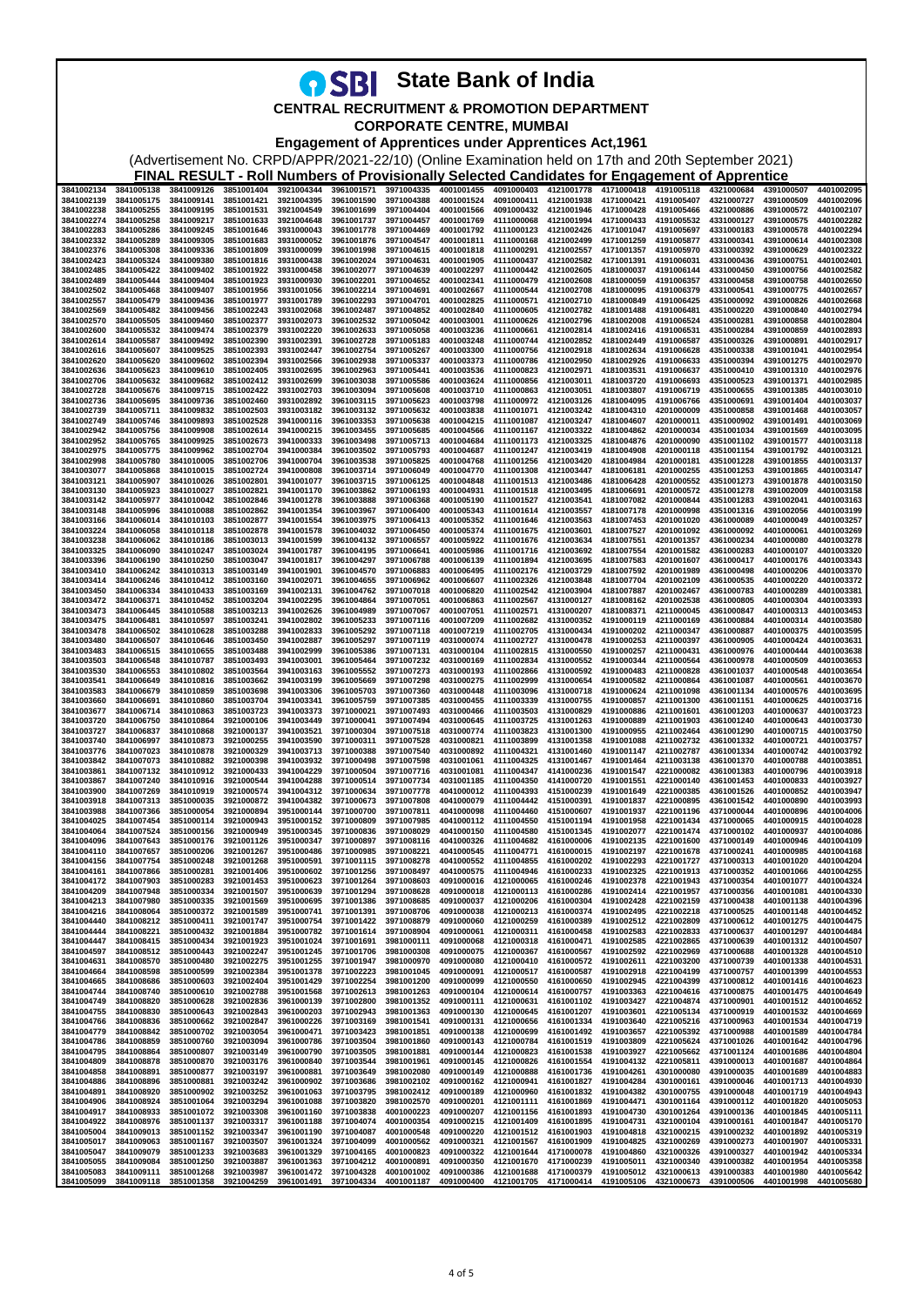# State Bank of India

## CENTRAL RECRUITMENT & PROMOTION DEPARTMENT

### CORPORATE CENTRE, MUMBAI

### Engagement of Apprentices under Apprentices Act,1961

(Advertisement No. CRPD/APPR/2021-22/10) (Online Examination held on 17th and 20th September 2021)

**FINAL RESULT - Roll Numbers of Provisionally Selected Candidates for Engagement of Apprentice**

| | | | | | | | | | | | | | | |
|---|---|---|---|---|---|---|---|---|---|---|---|---|---|---|
| 3841002134 | 3841005138 | 3841009126 | 3851001404 | 3921004344 | 3961001571 | 3971004335 | 4001001455 | 4091000403 | 4121001778 | 4171000418 | 4191005118 | 4321000684 | 4391000507 | 4401002095 |
| 3841002139 | 3841005175 | 3841009141 | 3851001421 | 3921004395 | 3961001590 | 3971004388 | 4001001524 | 4091000411 | 4121001938 | 4171000421 | 4191005407 | 4321000727 | 4391000509 | 4401002096 |
| 3841002238 | 3841005255 | 3841009195 | 3851001531 | 3921004549 | 3961001699 | 3971004404 | 4001001566 | 4091000432 | 4121001946 | 4171000428 | 4191005466 | 4321000886 | 4391000572 | 4401002107 |
| 3841002274 | 3841005258 | 3841009217 | 3851001633 | 3921004648 | 3961001737 | 3971004457 | 4001001769 | 4111000068 | 4121001994 | 4171000433 | 4191005532 | 4331000127 | 4391000575 | 4401002282 |
| 3841002283 | 3841005286 | 3841009245 | 3851001646 | 3931000043 | 3961001778 | 3971004469 | 4001001792 | 4111000123 | 4121002426 | 4171001047 | 4191005697 | 4331000183 | 4391000578 | 4401002294 |
| 3841002332 | 3841005289 | 3841009305 | 3851001683 | 3931000052 | 3961001876 | 3971004547 | 4001001811 | 4111000168 | 4121002499 | 4171001259 | 4191005877 | 4331000341 | 4391000614 | 4401002308 |
| 3841002376 | 3841005308 | 3841009336 | 3851001809 | 3931000099 | 3961001998 | 3971004615 | 4001001818 | 4111000291 | 4121002557 | 4171001357 | 4191005970 | 4331000392 | 4391000629 | 4401002322 |
| 3841002423 | 3841005324 | 3841009380 | 3851001816 | 3931000438 | 3961002024 | 3971004631 | 4001001905 | 4111000437 | 4121002582 | 4171001391 | 4191006031 | 4331000436 | 4391000751 | 4401002401 |
| 3841002485 | 3841005422 | 3841009402 | 3851001922 | 3931000458 | 3961002077 | 3971004639 | 4001002297 | 4111000442 | 4121002605 | 4181000037 | 4191006144 | 4331000450 | 4391000756 | 4401002582 |
| 3841002489 | 3841005444 | 3841009404 | 3851001923 | 3931000930 | 3961002201 | 3971004652 | 4001002341 | 4111000479 | 4121002608 | 4181000059 | 4191006357 | 4331000458 | 4391000758 | 4401002650 |
| 3841002502 | 3841005468 | 3841009407 | 3851001956 | 3931001056 | 3961002214 | 3971004691 | 4001002667 | 4111000544 | 4121002708 | 4181000095 | 4191006379 | 4331000541 | 4391000775 | 4401002657 |
| 3841002557 | 3841005479 | 3841009436 | 3851001977 | 3931001789 | 3961002293 | 3971004701 | 4001002825 | 4111000571 | 4121002710 | 4181000849 | 4191006425 | 4351000092 | 4391000826 | 4401002668 |
| 3841002569 | 3841005482 | 3841009456 | 3851002243 | 3931002068 | 3961002487 | 3971004852 | 4001002840 | 4111000605 | 4121002782 | 4181001488 | 4191006481 | 4351000220 | 4391000840 | 4401002794 |
| 3841002570 | 3841005505 | 3841009460 | 3851002377 | 3931002073 | 3961002532 | 3971005042 | 4001003001 | 4111000626 | 4121002796 | 4181002008 | 4191006524 | 4351000281 | 4391000858 | 4401002804 |
| 3841002600 | 3841005532 | 3841009474 | 3851002379 | 3931002220 | 3961002633 | 3971005058 | 4001003236 | 4111000661 | 4121002814 | 4181002416 | 4191006531 | 4351000284 | 4391000859 | 4401002893 |
| 3841002614 | 3841005587 | 3841009492 | 3851002390 | 3931002391 | 3961002728 | 3971005183 | 4001003248 | 4111000744 | 4121002852 | 4181002449 | 4191006587 | 4351000326 | 4391000891 | 4401002917 |
| 3841002616 | 3841005607 | 3841009525 | 3851002393 | 3931002447 | 3961002754 | 3971005267 | 4001003300 | 4111000756 | 4121002918 | 4181002634 | 4191006628 | 4351000338 | 4391001041 | 4401002954 |
| 3841002620 | 3841005620 | 3841009602 | 3851002394 | 3931002566 | 3961002938 | 3971005337 | 4001003373 | 4111000786 | 4121002950 | 4181002926 | 4191006633 | 4351000394 | 4391001275 | 4401002970 |
| 3841002636 | 3841005623 | 3841009610 | 3851002405 | 3931002695 | 3961002963 | 3971005441 | 4001003536 | 4111000823 | 4121002971 | 4181003531 | 4191006637 | 4351000410 | 4391001310 | 4401002976 |
| 3841002706 | 3841005632 | 3841009682 | 3851002412 | 3931002699 | 3961003038 | 3971005586 | 4001003624 | 4111000856 | 4121003011 | 4181003720 | 4191006693 | 4351000523 | 4391001371 | 4401002985 |
| 3841002728 | 3841005676 | 3841009715 | 3851002422 | 3931002703 | 3961003094 | 3971005608 | 4001003710 | 4111000863 | 4121003051 | 4181003807 | 4191006719 | 4351000655 | 4391001385 | 4401003010 |
| 3841002736 | 3841005695 | 3841009736 | 3851002460 | 3931002892 | 3961003115 | 3971005623 | 4001003798 | 4111000972 | 4121003126 | 4181004095 | 4191006766 | 4351000691 | 4391001404 | 4401003037 |
| 3841002739 | 3841005711 | 3841009832 | 3851002503 | 3931003182 | 3961003132 | 3971005632 | 4001003838 | 4111001071 | 4121003242 | 4181004310 | 4201000009 | 4351000858 | 4391001468 | 4401003057 |
| 3841002749 | 3841005746 | 3841009893 | 3851002528 | 3941000116 | 3961003353 | 3971005638 | 4001004215 | 4111001087 | 4121003247 | 4181004607 | 4201000011 | 4351000902 | 4391001491 | 4401003069 |
| 3841002942 | 3841005756 | 3841009908 | 3851002614 | 3941000215 | 3961003455 | 3971005685 | 4001004566 | 4111001167 | 4121003322 | 4181004862 | 4201000034 | 4351001034 | 4391001569 | 4401003095 |
| 3841002952 | 3841005765 | 3841009925 | 3851002673 | 3941000333 | 3961003498 | 3971005713 | 4001004684 | 4111001173 | 4121003325 | 4181004876 | 4201000090 | 4351001102 | 4391001577 | 4401003118 |
| 3841002975 | 3841005775 | 3841009962 | 3851002704 | 3941000384 | 3961003502 | 3971005793 | 4001004687 | 4111001247 | 4121003419 | 4181004908 | 4201000118 | 4351001154 | 4391001792 | 4401003121 |
| 3841002998 | 3841005780 | 3841010005 | 3851002706 | 3941000704 | 3961003538 | 3971005825 | 4001004768 | 4111001256 | 4121003420 | 4181004984 | 4201000181 | 4351001228 | 4391001855 | 4401003137 |
| 3841003077 | 3841005868 | 3841010015 | 3851002724 | 3941000808 | 3961003714 | 3971006049 | 4001004770 | 4111001308 | 4121003447 | 4181006181 | 4201000255 | 4351001253 | 4391001865 | 4401003147 |
| 3841003121 | 3841005907 | 3841010026 | 3851002801 | 3941001077 | 3961003715 | 3971006125 | 4001004848 | 4111001513 | 4121003486 | 4181006428 | 4201000552 | 4351001273 | 4391001878 | 4401003150 |
| 3841003130 | 3841005923 | 3841010027 | 3851002821 | 3941001170 | 3961003862 | 3971006193 | 4001004931 | 4111001518 | 4121003495 | 4181006691 | 4201000572 | 4351001278 | 4391002009 | 4401003158 |
| 3841003142 | 3841005977 | 3841010042 | 3851002846 | 3941001278 | 3961003888 | 3971006368 | 4001005190 | 4111001527 | 4121003541 | 4181007082 | 4201000844 | 4351001283 | 4391002041 | 4401003163 |
| 3841003148 | 3841005996 | 3841010080 | 3851002862 | 3941001354 | 3961003967 | 3971006400 | 4001005343 | 4111001614 | 4121003557 | 4181007178 | 4201000998 | 4351001316 | 4391002056 | 4401003199 |
| 3841003166 | 3841006014 | 3841010103 | 3851002877 | 3941001554 | 3961003975 | 3971006413 | 4001005352 | 4111001646 | 4121003563 | 4181007453 | 4201001020 | 4361000089 | 4401000049 | 4401003257 |
| 3841003224 | 3841006058 | 3841010118 | 3851002878 | 3941001578 | 3961004032 | 3971006450 | 4001005374 | 4111001675 | 4121003601 | 4181007527 | 4201001092 | 4361000092 | 4401000061 | 4401003269 |
| 3841003238 | 3841006062 | 3841010186 | 3851003013 | 3941001599 | 3961004132 | 3971006557 | 4001005922 | 4111001676 | 4121003634 | 4181007551 | 4201001357 | 4361000234 | 4401000080 | 4401003278 |
| 3841003325 | 3841006090 | 3841010247 | 3851003024 | 3941001787 | 3961004195 | 3971006641 | 4001005986 | 4111001716 | 4121003692 | 4181007554 | 4201001582 | 4361000283 | 4401000107 | 4401003320 |
| 3841003396 | 3841006190 | 3841010250 | 3851003047 | 3941001817 | 3961004297 | 3971006788 | 4001006139 | 4111001894 | 4121003695 | 4181007583 | 4201001607 | 4361000417 | 4401000176 | 4401003343 |
| 3841003410 | 3841006242 | 3841010313 | 3851003149 | 3941001901 | 3961004570 | 3971006883 | 4001006495 | 4111002176 | 4121003729 | 4181007592 | 4201001989 | 4361000498 | 4401000206 | 4401003370 |
| 3841003414 | 3841006246 | 3841010412 | 3851003160 | 3941002071 | 3961004655 | 3971006962 | 4001006607 | 4111002326 | 4121003848 | 4181007704 | 4201002109 | 4361000535 | 4401000220 | 4401003372 |
| 3841003450 | 3841006334 | 3841010433 | 3851003169 | 3941002131 | 3961004762 | 3971007018 | 4001006820 | 4111002542 | 4121003904 | 4181007887 | 4201002467 | 4361000783 | 4401000289 | 4401003381 |
| 3841003472 | 3841006371 | 3841010452 | 3851003204 | 3941002295 | 3961004864 | 3971007051 | 4001006863 | 4111002567 | 4131000127 | 4181008162 | 4201002538 | 4361000805 | 4401000304 | 4401003393 |
| 3841003473 | 3841006445 | 3841010588 | 3851003213 | 3941002626 | 3961004989 | 3971007067 | 4001007051 | 4111002571 | 4131000207 | 4181008371 | 4211000045 | 4361000847 | 4401000313 | 4401003453 |
| 3841003475 | 3841006481 | 3841010597 | 3851003241 | 3941002802 | 3961005233 | 3971007116 | 4001007239 | 4111002682 | 4131000352 | 4191000147 | 4211000169 | 4361000884 | 4401000314 | 4401003580 |
| 3841003478 | 3841006502 | 3841010628 | 3851003288 | 3941002833 | 3961005292 | 3971007118 | 4001007219 | 4111002705 | 4131000434 | 4191000202 | 4211000347 | 4361000887 | 4401000375 | 4401003595 |
| 3841003480 | 3841006507 | 3841010646 | 3851003450 | 3941002887 | 3961005297 | 3971007119 | 4031000074 | 4111002727 | 4131000478 | 4191000253 | 4211000397 | 4361000905 | 4401000424 | 4401003631 |
| 3841003483 | 3841006515 | 3841010655 | 3851003488 | 3941002999 | 3961005386 | 3971007131 | 4031000104 | 4111002815 | 4131000550 | 4191000257 | 4211000431 | 4361000976 | 4401000444 | 4401003638 |
| 3841003503 | 3841006548 | 3841010787 | 3851003493 | 3941003001 | 3961005464 | 3971007232 | 4031000169 | 4111002834 | 4131000552 | 4191000344 | 4211000564 | 4361000978 | 4401000509 | 4401003653 |
| 3841003530 | 3841006553 | 3841010802 | 3851003564 | 3941003163 | 3961005552 | 3971007273 | 4031000193 | 4111002866 | 4131000592 | 4191000483 | 4211000828 | 4361001037 | 4401000548 | 4401003654 |
| 3841003541 | 3841006649 | 3841010816 | 3851003662 | 3941003199 | 3961005669 | 3971007298 | 4031000275 | 4111002999 | 4131000654 | 4191000582 | 4211000864 | 4361001087 | 4401000561 | 4401003670 |
| 3841003583 | 3841006679 | 3841010859 | 3851003698 | 3941003306 | 3961005703 | 3971007360 | 4031000448 | 4111003096 | 4131000718 | 4191000624 | 4211001098 | 4361001134 | 4401000576 | 4401003695 |
| 3841003660 | 3841006691 | 3841010860 | 3851003704 | 3941003341 | 3961005759 | 3971007385 | 4031000455 | 4111003339 | 4131000755 | 4191000857 | 4211001300 | 4361001151 | 4401000625 | 4401003716 |
| 3841003677 | 3841006714 | 3841010863 | 3851003723 | 3941003373 | 3971000021 | 3971007493 | 4031000466 | 4111003503 | 4131000829 | 4191000886 | 4211001601 | 4361001203 | 4401000637 | 4401003723 |
| 3841003720 | 3841006750 | 3841010864 | 3921000106 | 3941003449 | 3971000041 | 3971007494 | 4031000645 | 4111003725 | 4131001263 | 4191000889 | 4211001903 | 4361001240 | 4401000643 | 4401003730 |
| 3841003727 | 3841006837 | 3841010868 | 3921000137 | 3941003521 | 3971000304 | 3971007518 | 4031000774 | 4111003823 | 4131001300 | 4191000955 | 4211002464 | 4361001290 | 4401000715 | 4401003750 |
| 3841003740 | 3841006997 | 3841010873 | 3921000255 | 3941003590 | 3971000311 | 3971007528 | 4031000821 | 4111003899 | 4131001358 | 4191001088 | 4211002732 | 4361001332 | 4401000721 | 4401003757 |
| 3841003776 | 3841007023 | 3841010878 | 3921000329 | 3941003713 | 3971000388 | 3971007540 | 4031000892 | 4111004321 | 4131001460 | 4191001147 | 4211002787 | 4361001334 | 4401000742 | 4401003792 |
| 3841003842 | 3841007073 | 3841010882 | 3921000398 | 3941003932 | 3971000498 | 3971007598 | 4031001061 | 4111004325 | 4131001467 | 4191001464 | 4211003138 | 4361001370 | 4401000788 | 4401003851 |
| 3841003861 | 3841007132 | 3841010912 | 3921000433 | 3941004229 | 3971000504 | 3971007716 | 4031001081 | 4111004347 | 4141000236 | 4191001547 | 4221000082 | 4361001383 | 4401000796 | 4401003918 |
| 3841003867 | 3841007240 | 3841010916 | 3921000544 | 3941004288 | 3971000514 | 3971007734 | 4031001185 | 4111004350 | 4141000720 | 4191001551 | 4221000140 | 4361001453 | 4401000833 | 4401003927 |
| 3841003900 | 3841007269 | 3841010919 | 3921000574 | 3941004312 | 3971000634 | 3971007778 | 4041000012 | 4111004393 | 4151000239 | 4191001609 | 4221000385 | 4361001526 | 4401000852 | 4401003947 |
| 3841003918 | 3841007313 | 3851000035 | 3921000872 | 3941004382 | 3971000673 | 3971007808 | 4041000079 | 4111004442 | 4151000391 | 4191001837 | 4221000895 | 4361001542 | 4401000890 | 4401003993 |
| 3841003988 | 3841007366 | 3851000054 | 3921000894 | 3951000144 | 3971000700 | 3971007811 | 4041000098 | 4111004460 | 4151000607 | 4191001937 | 4221001196 | 4371000044 | 4401000896 | 4401004006 |
| 3841004025 | 3841007454 | 3851000114 | 3921000943 | 3951000152 | 3971000809 | 3971007985 | 4041000112 | 4111004550 | 4151001194 | 4191001958 | 4221001434 | 4371000065 | 4401000915 | 4401004028 |
| 3841004064 | 3841007524 | 3851000156 | 3921000949 | 3951000345 | 3971000836 | 3971008029 | 4041000150 | 4111004580 | 4151001345 | 4191002077 | 4221001474 | 4371000102 | 4401000937 | 4401004068 |
| 3841004096 | 3841007643 | 3851000176 | 3921001126 | 3951000347 | 3971000897 | 3971008116 | 4041000326 | 4111004682 | 4161000006 | 4191002135 | 4221001600 | 4371000149 | 4401000946 | 4401004109 |
| 3841004110 | 3841007657 | 3851000206 | 3921001267 | 3951000486 | 3971000985 | 3971008221 | 4041000545 | 4111004771 | 4161000015 | 4191002197 | 4221001678 | 4371000241 | 4401000985 | 4401004168 |
| 3841004156 | 3841007754 | 3851000248 | 3921001268 | 3951000591 | 3971001115 | 3971008278 | 4041000552 | 4111004855 | 4161000202 | 4191002293 | 4221001727 | 4371000313 | 4401001020 | 4401004204 |
| 3841004161 | 3841007866 | 3851000281 | 3921001406 | 3951000602 | 3971001256 | 3971008497 | 4041000575 | 4111004946 | 4161000233 | 4191002325 | 4221001913 | 4371000352 | 4401001066 | 4401004255 |
| 3841004172 | 3841007903 | 3851000283 | 3921001453 | 3951000623 | 3971001264 | 3971008603 | 4091000016 | 4121000065 | 4161000246 | 4191002378 | 4221001943 | 4371000354 | 4401001077 | 4401004324 |
| 3841004209 | 3841007948 | 3851000334 | 3921001507 | 3951000639 | 3971001294 | 3971008628 | 4091000018 | 4121000113 | 4161000286 | 4191002414 | 4221001957 | 4371000356 | 4401001081 | 4401004330 |
| 3841004213 | 3841007980 | 3851000335 | 3921001569 | 3951000695 | 3971001386 | 3971008685 | 4091000037 | 4121000206 | 4161000304 | 4191002428 | 4221002159 | 4371000438 | 4401001136 | 4401004396 |
| 3841004216 | 3841008064 | 3851000372 | 3921001589 | 3951000741 | 3971001391 | 3971008706 | 4091000038 | 4121000213 | 4161000374 | 4191002495 | 4221002218 | 4371000525 | 4401001148 | 4401004452 |
| 3841004440 | 3841008212 | 3851000411 | 3921001747 | 3951000754 | 3971001422 | 3971008879 | 4091000060 | 4121000259 | 4161000389 | 4191002512 | 4221002809 | 4371000612 | 4401001275 | 4401004475 |
| 3841004444 | 3841008221 | 3851000432 | 3921001884 | 3951000782 | 3971001614 | 3971008904 | 4091000061 | 4121000311 | 4161000458 | 4191002583 | 4221002833 | 4371000637 | 4401001297 | 4401004484 |
| 3841004447 | 3841008415 | 3851000434 | 3921001923 | 3961001024 | 3971001691 | 3981000111 | 4091000068 | 4121000318 | 4161000471 | 4191002585 | 4221002865 | 4371000639 | 4401001312 | 4401004507 |
| 3841004597 | 3841008512 | 3851000443 | 3921002247 | 3951001245 | 3971001706 | 3981000308 | 4091000075 | 4121000367 | 4161000567 | 4191002592 | 4221002969 | 4371000688 | 4401001328 | 4401004510 |
| 3841004631 | 3841008570 | 3851000480 | 3921002275 | 3951001255 | 3971001947 | 3981000970 | 4091000080 | 4121000410 | 4161000572 | 4191002611 | 4221003200 | 4371000739 | 4401001338 | 4401004531 |
| 3841004664 | 3841008598 | 3851000599 | 3921002384 | 3951001378 | 3971002223 | 3981001045 | 4091000091 | 4121000517 | 4161000587 | 4191002918 | 4221004199 | 4371000757 | 4401001399 | 4401004553 |
| 3841004665 | 3841008686 | 3851000603 | 3921002404 | 3951001429 | 3971002254 | 3981001200 | 4091000099 | 4121000550 | 4161000650 | 4191002945 | 4221004399 | 4371000812 | 4401001416 | 4401004623 |
| 3841004744 | 3841008740 | 3851000610 | 3921002788 | 3951001568 | 3971002613 | 3981001263 | 4091000104 | 4121000614 | 4161000757 | 4191003363 | 4221004616 | 4371000875 | 4401001475 | 4401004649 |
| 3841004749 | 3841008820 | 3851000628 | 3921002836 | 3961000139 | 3971002800 | 3981001352 | 4091000111 | 4121000631 | 4161001102 | 4191003427 | 4221004874 | 4371000901 | 4401001512 | 4401004652 |
| 3841004755 | 3841008830 | 3851000643 | 3921002843 | 3961000203 | 3971002943 | 3981001363 | 4091000130 | 4121000645 | 4161001207 | 4191003601 | 4221005134 | 4371000919 | 4401001532 | 4401004669 |
| 3841004766 | 3841008836 | 3851000662 | 3921002847 | 3961000226 | 3971003169 | 3981001541 | 4091000131 | 4121000656 | 4161001334 | 4191003640 | 4221005216 | 4371000963 | 4401001534 | 4401004719 |
| 3841004779 | 3841008842 | 3851000702 | 3921003054 | 3961000471 | 3971003423 | 3981001851 | 4091000138 | 4121000699 | 4161001492 | 4191003657 | 4221005392 | 4371000988 | 4401001589 | 4401004784 |
| 3841004786 | 3841008859 | 3851000760 | 3921003094 | 3961000786 | 3971003504 | 3981001860 | 4091000143 | 4121000784 | 4161001519 | 4191003809 | 4221005624 | 4371001026 | 4401001642 | 4401004796 |
| 3841004795 | 3841008864 | 3851000807 | 3921003149 | 3961000790 | 3971003505 | 3981001881 | 4091000144 | 4121000823 | 4161001538 | 4191003927 | 4221005662 | 4371001124 | 4401001686 | 4401004804 |
| 3841004809 | 3841008878 | 3851000870 | 3921003176 | 3961000840 | 3971003544 | 3981001961 | 4091000145 | 4121000826 | 4161001554 | 4191004132 | 4221005811 | 4391000013 | 4401001687 | 4401004864 |
| 3841004858 | 3841008891 | 3851000877 | 3921003197 | 3961000881 | 3971003649 | 3981002080 | 4091000149 | 4121000888 | 4161001736 | 4191004261 | 4301000080 | 4391000035 | 4401001689 | 4401004883 |
| 3841004886 | 3841008896 | 3851000881 | 3921003242 | 3961000902 | 3971003686 | 3981002102 | 4091000162 | 4121000941 | 4161001827 | 4191004284 | 4301000161 | 4391000046 | 4401001713 | 4401004930 |
| 3841004891 | 3841008920 | 3851000902 | 3921003252 | 3961001063 | 3971003795 | 3981002412 | 4091000189 | 4121000960 | 4161001832 | 4191004382 | 4301000755 | 4391000048 | 4401001719 | 4401004943 |
| 3841004906 | 3841008924 | 3851001064 | 3921003294 | 3961001088 | 3971003820 | 3981002570 | 4091000201 | 4121001111 | 4161001869 | 4191004471 | 4301001164 | 4391000112 | 4401001820 | 4401005053 |
| 3841004917 | 3841008933 | 3851001072 | 3921003308 | 3961001160 | 3971003838 | 4001000223 | 4091000207 | 4121001156 | 4161001893 | 4191004730 | 4301001264 | 4391000136 | 4401001845 | 4401005111 |
| 3841004922 | 3841008976 | 3851001137 | 3921003317 | 3961001188 | 3971004074 | 4001000354 | 4091000215 | 4121001409 | 4161001895 | 4191004731 | 4321000104 | 4391000161 | 4401001847 | 4401005170 |
| 3841005004 | 3841009013 | 3851001152 | 3921003347 | 3961001190 | 3971004087 | 4001000548 | 4091000220 | 4121001512 | 4161001903 | 4191004818 | 4321000215 | 4391000232 | 4401001892 | 4401005319 |
| 3841005017 | 3841009063 | 3851001167 | 3921003507 | 3961001324 | 3971004099 | 4001000562 | 4091000321 | 4121001567 | 4161001909 | 4191004825 | 4321000269 | 4391000273 | 4401001907 | 4401005331 |
| 3841005047 | 3841009079 | 3851001233 | 3921003683 | 3961001329 | 3971004165 | 4001000823 | 4091000322 | 4121001644 | 4171000078 | 4191004860 | 4321000326 | 4391000327 | 4401001942 | 4401005334 |
| 3841005055 | 3841009084 | 3851001250 | 3921003887 | 3961001363 | 3971004212 | 4001000891 | 4091000350 | 4121001670 | 4171000239 | 4191005011 | 4321000340 | 4391000382 | 4401001954 | 4401005358 |
| 3841005083 | 3841009111 | 3851001268 | 3921003987 | 3961001472 | 3971004328 | 4001001002 | 4091000386 | 4121001688 | 4171000379 | 4191005012 | 4321000613 | 4391000383 | 4401001980 | 4401005642 |
| 3841005099 | 3841009118 | 3851001358 | 3921004259 | 3961001491 | 3971004334 | 4001001187 | 4091000400 | 4121001705 | 4171000414 | 4191005106 | 4321000673 | 4391000506 | 4401001998 | 4401005680 |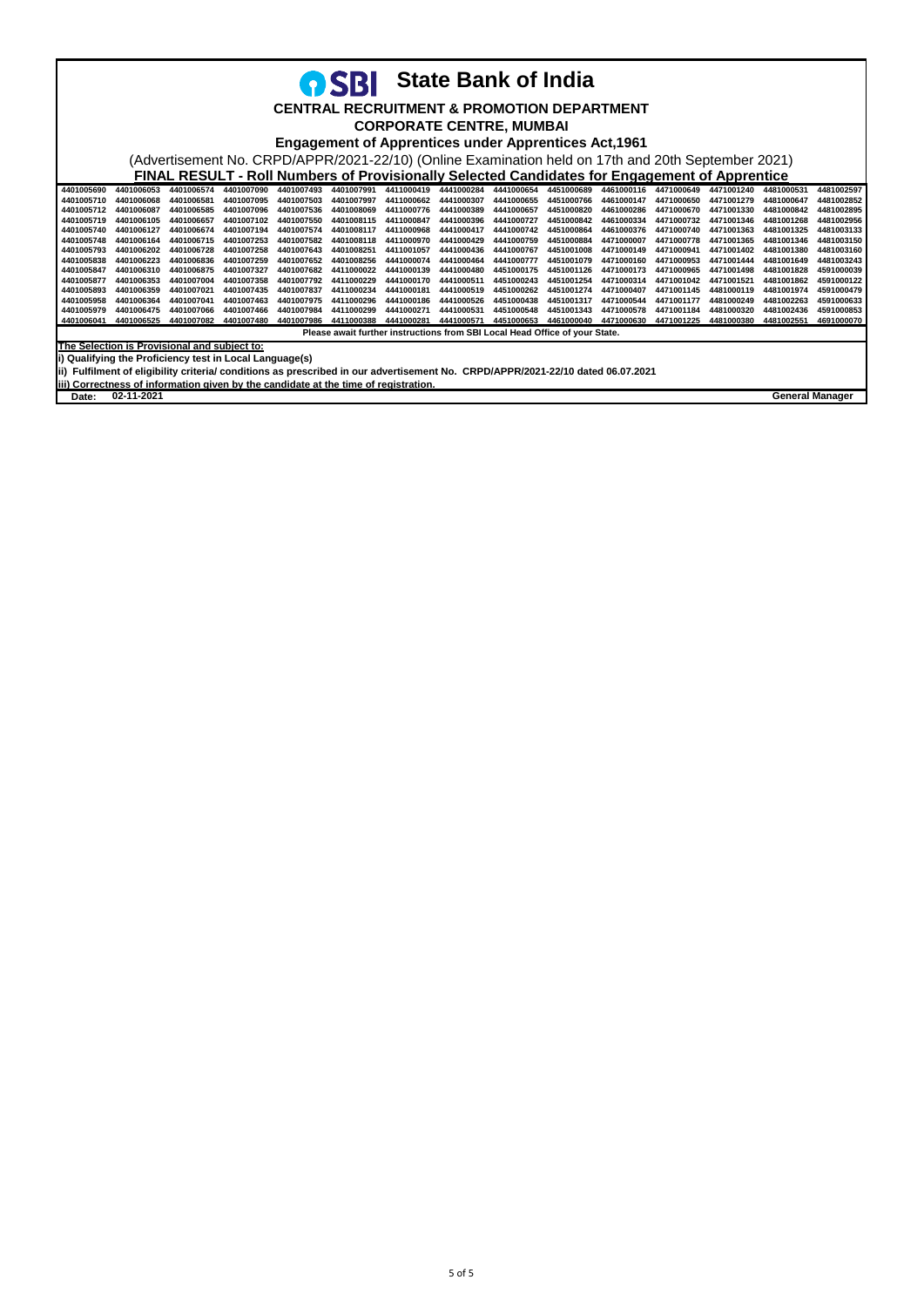# State Bank of India

## CENTRAL RECRUITMENT & PROMOTION DEPARTMENT

## CORPORATE CENTRE, MUMBAI

### Engagement of Apprentices under Apprentices Act,1961

(Advertisement No. CRPD/APPR/2021-22/10) (Online Examination held on 17th and 20th September 2021)

### FINAL RESULT - Roll Numbers of Provisionally Selected Candidates for Engagement of Apprentice

| | | | | | | | | | | | | | | |
|---|---|---|---|---|---|---|---|---|---|---|---|---|---|---|
| 4401005690 | 4401006053 | 4401006574 | 4401007090 | 4401007493 | 4401007991 | 4411000419 | 4441000284 | 4441000654 | 4451000689 | 4461000116 | 4471000649 | 4471001240 | 4481000531 | 4481002597 |
| 4401005710 | 4401006068 | 4401006581 | 4401007095 | 4401007503 | 4401007997 | 4411000662 | 4441000307 | 4441000655 | 4451000766 | 4461000147 | 4471000650 | 4471001279 | 4481000647 | 4481002852 |
| 4401005712 | 4401006087 | 4401006585 | 4401007096 | 4401007536 | 4401008069 | 4411000776 | 4441000389 | 4441000657 | 4451000820 | 4461000286 | 4471000670 | 4471001330 | 4481000842 | 4481002895 |
| 4401005719 | 4401006105 | 4401006657 | 4401007102 | 4401007550 | 4401008115 | 4411000847 | 4441000396 | 4441000727 | 4451000842 | 4461000334 | 4471000732 | 4471001346 | 4481001268 | 4481002956 |
| 4401005740 | 4401006127 | 4401006674 | 4401007194 | 4401007574 | 4401008117 | 4411000968 | 4441000417 | 4441000742 | 4451000864 | 4461000376 | 4471000740 | 4471001363 | 4481001325 | 4481003133 |
| 4401005748 | 4401006164 | 4401006715 | 4401007253 | 4401007582 | 4401008118 | 4411000970 | 4441000429 | 4441000759 | 4451000884 | 4471000007 | 4471000778 | 4471001365 | 4481001346 | 4481003150 |
| 4401005793 | 4401006202 | 4401006728 | 4401007258 | 4401007643 | 4401008251 | 4411001057 | 4441000436 | 4441000767 | 4451001008 | 4471000149 | 4471000941 | 4471001402 | 4481001380 | 4481003160 |
| 4401005838 | 4401006223 | 4401006836 | 4401007259 | 4401007652 | 4401008256 | 4441000074 | 4441000464 | 4441000777 | 4451001079 | 4471000160 | 4471000953 | 4471001444 | 4481001649 | 4481003243 |
| 4401005847 | 4401006310 | 4401006875 | 4401007327 | 4401007682 | 4411000022 | 4441000139 | 4441000480 | 4451000175 | 4451001126 | 4471000173 | 4471000965 | 4471001498 | 4481001828 | 4591000039 |
| 4401005877 | 4401006353 | 4401007004 | 4401007358 | 4401007792 | 4411000229 | 4441000170 | 4441000511 | 4451000243 | 4451001254 | 4471000314 | 4471001042 | 4471001521 | 4481001862 | 4591000122 |
| 4401005893 | 4401006359 | 4401007021 | 4401007435 | 4401007837 | 4411000234 | 4441000181 | 4441000519 | 4451000262 | 4451001274 | 4471000407 | 4471001145 | 4481000119 | 4481001974 | 4591000479 |
| 4401005958 | 4401006364 | 4401007041 | 4401007463 | 4401007975 | 4411000296 | 4441000186 | 4441000526 | 4451000438 | 4451001317 | 4471000544 | 4471001177 | 4481000249 | 4481002263 | 4591000633 |
| 4401005979 | 4401006475 | 4401007066 | 4401007466 | 4401007984 | 4411000299 | 4441000271 | 4441000531 | 4451000548 | 4451001343 | 4471000578 | 4471001184 | 4481000320 | 4481002436 | 4591000853 |
| 4401006041 | 4401006525 | 4401007082 | 4401007480 | 4401007986 | 4411000388 | 4441000281 | 4441000571 | 4451000653 | 4461000040 | 4471000630 | 4471001225 | 4481000380 | 4481002551 | 4691000070 |

**Please await further instructions from SBI Local Head Office of your State.**

**The Selection is Provisional and subject to:**

**i) Qualifying the Proficiency test in Local Language(s)**

**ii) Fulfilment of eligibility criteria/ conditions as prescribed in our advertisement No. CRPD/APPR/2021-22/10 dated 06.07.2021**

**iii) Correctness of information given by the candidate at the time of registration.**

**Date: 02-11-2021** **General Manager**